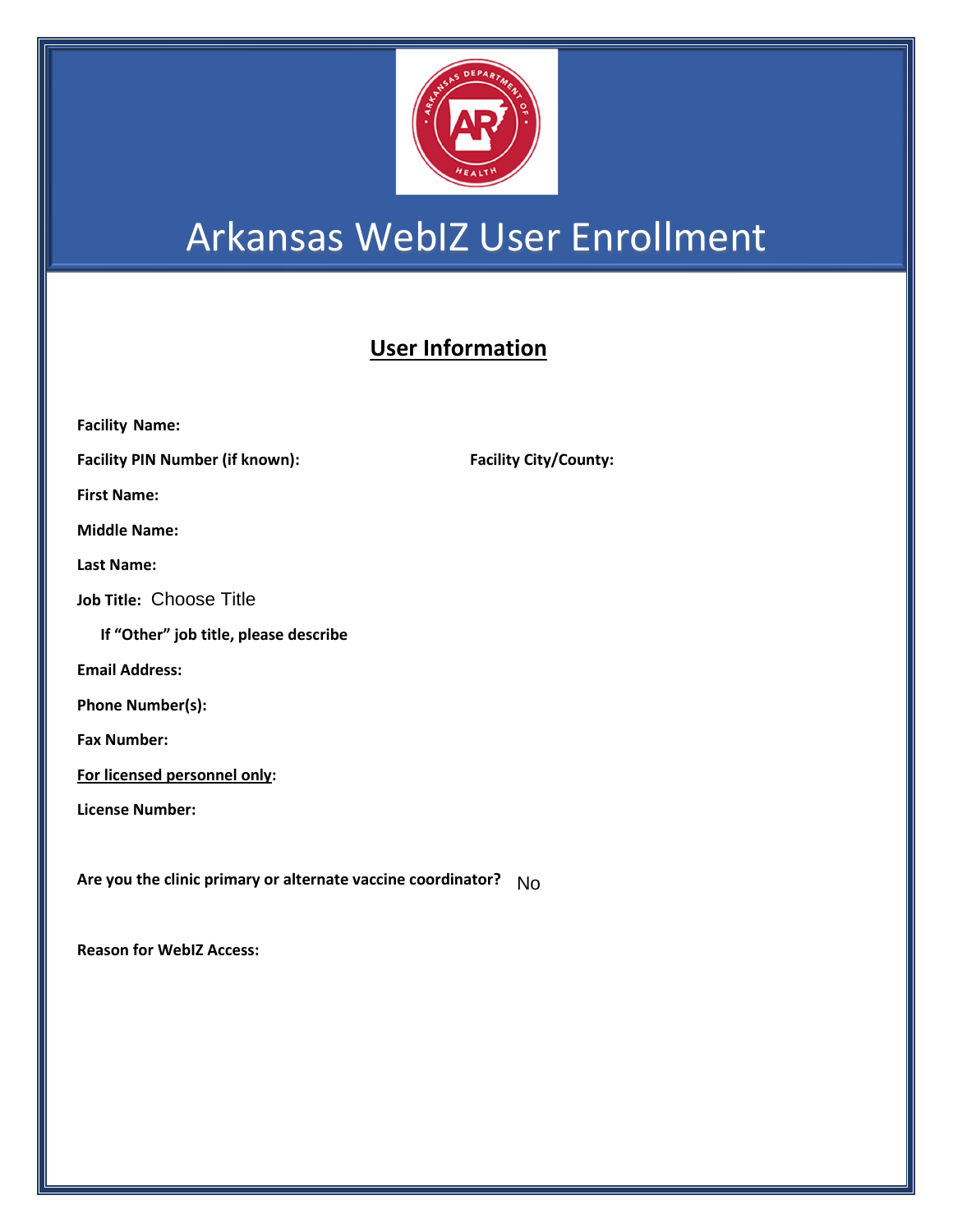# Arkansas WebIZ User Enrollment

## User Information

**Facility Name:**

**Facility PIN Number (if known):** **Facility City/County:**

**First Name:**

**Middle Name:**

**Last Name:**

**Job Title:** Choose Title

**If "Other" job title, please describe**

**Email Address:**

**Phone Number(s):**

**Fax Number:**

**For licensed personnel only:**

**License Number:**

**Are you the clinic primary or alternate vaccine coordinator?** No

**Reason for WebIZ Access:**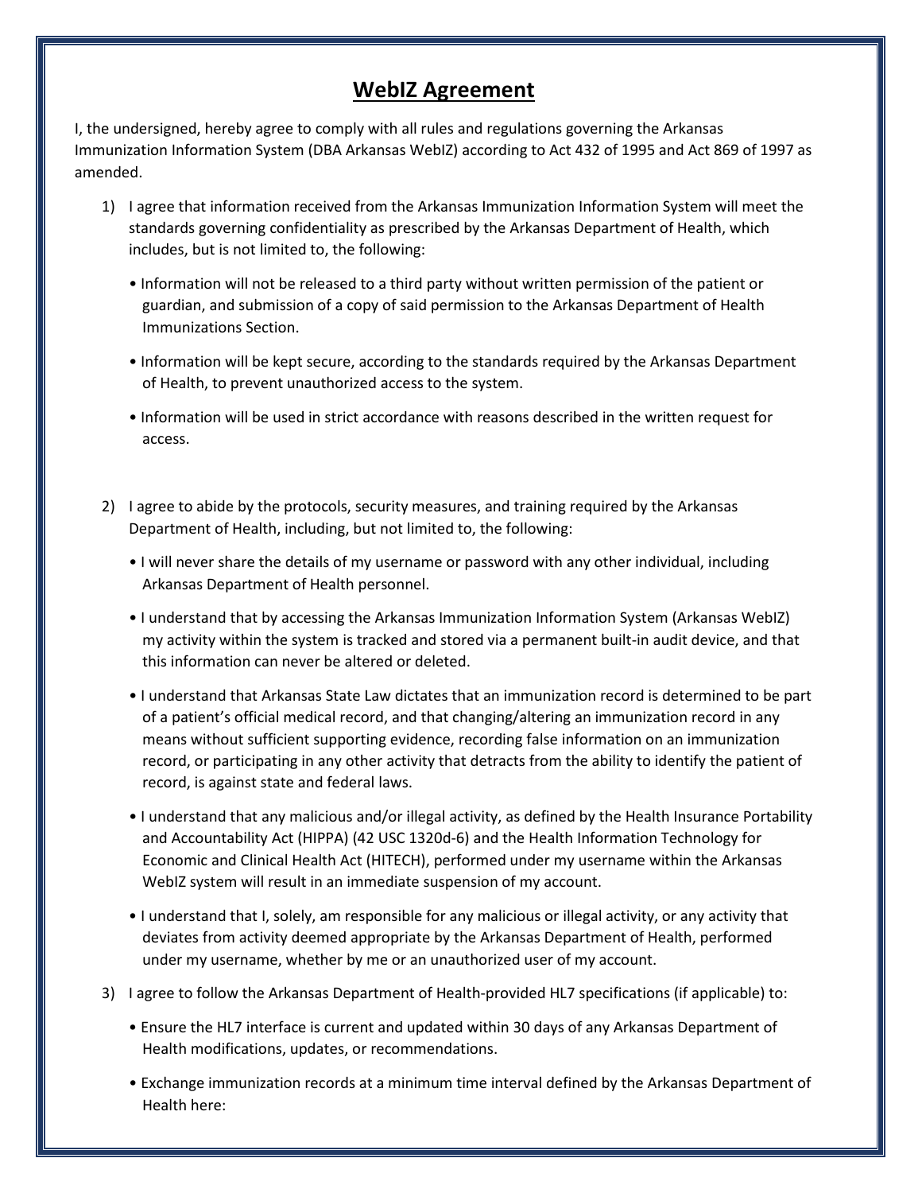# WebIZ Agreement

I, the undersigned, hereby agree to comply with all rules and regulations governing the Arkansas Immunization Information System (DBA Arkansas WebIZ) according to Act 432 of 1995 and Act 869 of 1997 as amended.

1) I agree that information received from the Arkansas Immunization Information System will meet the standards governing confidentiality as prescribed by the Arkansas Department of Health, which includes, but is not limited to, the following:

   - Information will not be released to a third party without written permission of the patient or guardian, and submission of a copy of said permission to the Arkansas Department of Health Immunizations Section.

   - Information will be kept secure, according to the standards required by the Arkansas Department of Health, to prevent unauthorized access to the system.

   - Information will be used in strict accordance with reasons described in the written request for access.

2) I agree to abide by the protocols, security measures, and training required by the Arkansas Department of Health, including, but not limited to, the following:

   - I will never share the details of my username or password with any other individual, including Arkansas Department of Health personnel.

   - I understand that by accessing the Arkansas Immunization Information System (Arkansas WebIZ) my activity within the system is tracked and stored via a permanent built-in audit device, and that this information can never be altered or deleted.

   - I understand that Arkansas State Law dictates that an immunization record is determined to be part of a patient's official medical record, and that changing/altering an immunization record in any means without sufficient supporting evidence, recording false information on an immunization record, or participating in any other activity that detracts from the ability to identify the patient of record, is against state and federal laws.

   - I understand that any malicious and/or illegal activity, as defined by the Health Insurance Portability and Accountability Act (HIPPA) (42 USC 1320d-6) and the Health Information Technology for Economic and Clinical Health Act (HITECH), performed under my username within the Arkansas WebIZ system will result in an immediate suspension of my account.

   - I understand that I, solely, am responsible for any malicious or illegal activity, or any activity that deviates from activity deemed appropriate by the Arkansas Department of Health, performed under my username, whether by me or an unauthorized user of my account.

3) I agree to follow the Arkansas Department of Health-provided HL7 specifications (if applicable) to:

   - Ensure the HL7 interface is current and updated within 30 days of any Arkansas Department of Health modifications, updates, or recommendations.

   - Exchange immunization records at a minimum time interval defined by the Arkansas Department of Health here: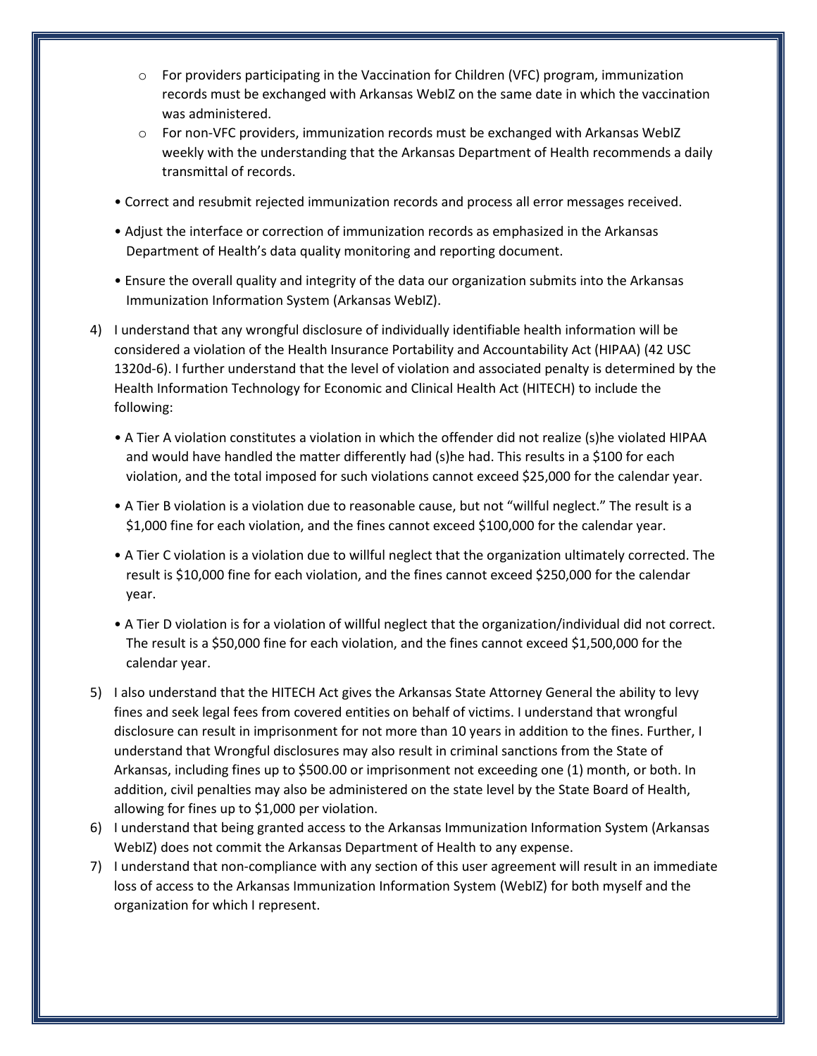- For providers participating in the Vaccination for Children (VFC) program, immunization records must be exchanged with Arkansas WebIZ on the same date in which the vaccination was administered.
   - For non-VFC providers, immunization records must be exchanged with Arkansas WebIZ weekly with the understanding that the Arkansas Department of Health recommends a daily transmittal of records.

- Correct and resubmit rejected immunization records and process all error messages received.
- Adjust the interface or correction of immunization records as emphasized in the Arkansas Department of Health's data quality monitoring and reporting document.
- Ensure the overall quality and integrity of the data our organization submits into the Arkansas Immunization Information System (Arkansas WebIZ).

4) I understand that any wrongful disclosure of individually identifiable health information will be considered a violation of the Health Insurance Portability and Accountability Act (HIPAA) (42 USC 1320d-6). I further understand that the level of violation and associated penalty is determined by the Health Information Technology for Economic and Clinical Health Act (HITECH) to include the following:

   - A Tier A violation constitutes a violation in which the offender did not realize (s)he violated HIPAA and would have handled the matter differently had (s)he had. This results in a $100 for each violation, and the total imposed for such violations cannot exceed $25,000 for the calendar year.
   - A Tier B violation is a violation due to reasonable cause, but not "willful neglect." The result is a $1,000 fine for each violation, and the fines cannot exceed $100,000 for the calendar year.
   - A Tier C violation is a violation due to willful neglect that the organization ultimately corrected. The result is $10,000 fine for each violation, and the fines cannot exceed $250,000 for the calendar year.
   - A Tier D violation is for a violation of willful neglect that the organization/individual did not correct. The result is a $50,000 fine for each violation, and the fines cannot exceed $1,500,000 for the calendar year.

5) I also understand that the HITECH Act gives the Arkansas State Attorney General the ability to levy fines and seek legal fees from covered entities on behalf of victims. I understand that wrongful disclosure can result in imprisonment for not more than 10 years in addition to the fines. Further, I understand that Wrongful disclosures may also result in criminal sanctions from the State of Arkansas, including fines up to $500.00 or imprisonment not exceeding one (1) month, or both. In addition, civil penalties may also be administered on the state level by the State Board of Health, allowing for fines up to $1,000 per violation.
6) I understand that being granted access to the Arkansas Immunization Information System (Arkansas WebIZ) does not commit the Arkansas Department of Health to any expense.
7) I understand that non-compliance with any section of this user agreement will result in an immediate loss of access to the Arkansas Immunization Information System (WebIZ) for both myself and the organization for which I represent.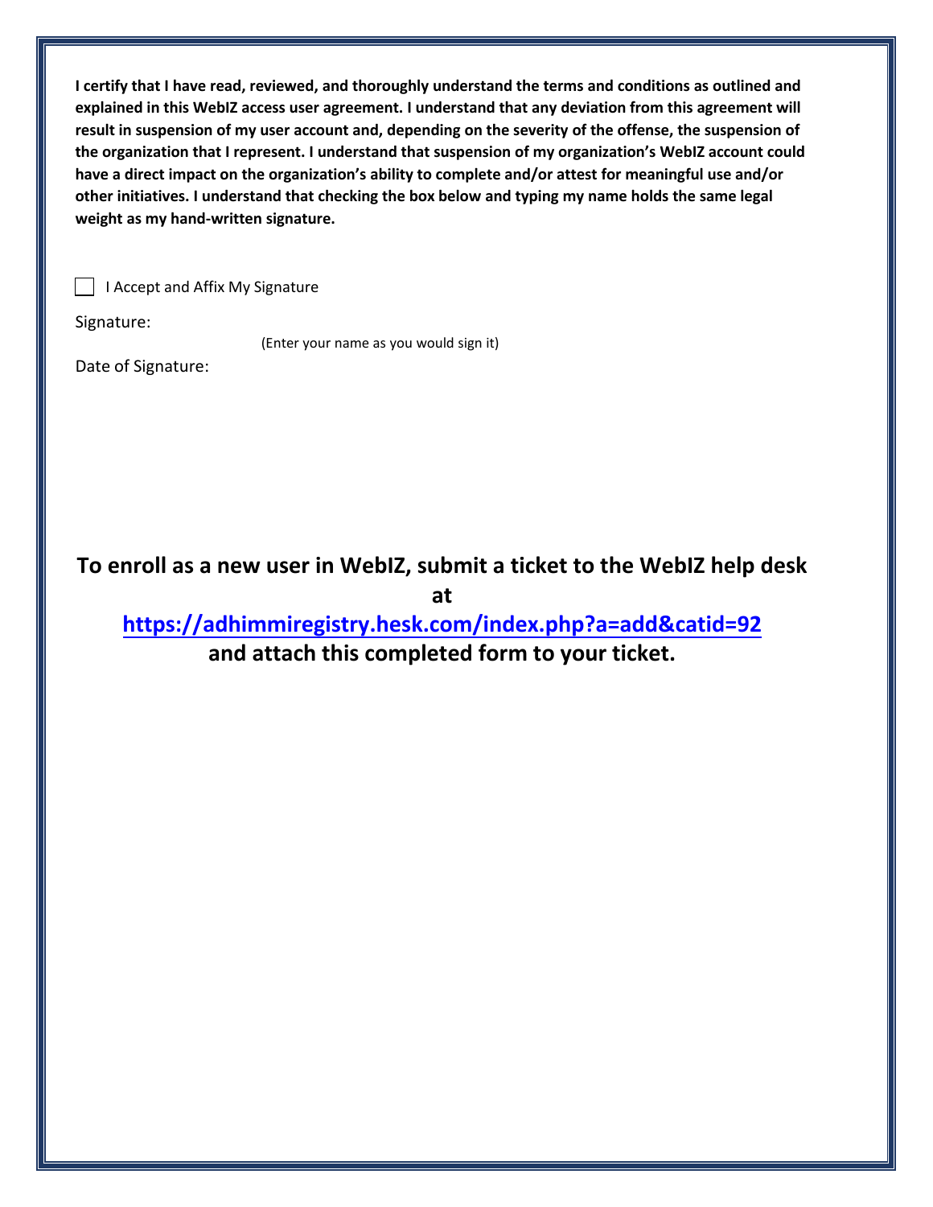**I certify that I have read, reviewed, and thoroughly understand the terms and conditions as outlined and explained in this WebIZ access user agreement. I understand that any deviation from this agreement will result in suspension of my user account and, depending on the severity of the offense, the suspension of the organization that I represent. I understand that suspension of my organization's WebIZ account could have a direct impact on the organization's ability to complete and/or attest for meaningful use and/or other initiatives. I understand that checking the box below and typing my name holds the same legal weight as my hand-written signature.**

☐ I Accept and Affix My Signature

Signature:

(Enter your name as you would sign it)

Date of Signature:

**To enroll as a new user in WebIZ, submit a ticket to the WebIZ help desk at [https://adhimmiregistry.hesk.com/index.php?a=add&catid=92](https://adhimmiregistry.hesk.com/index.php?a=add&catid=92) and attach this completed form to your ticket.**